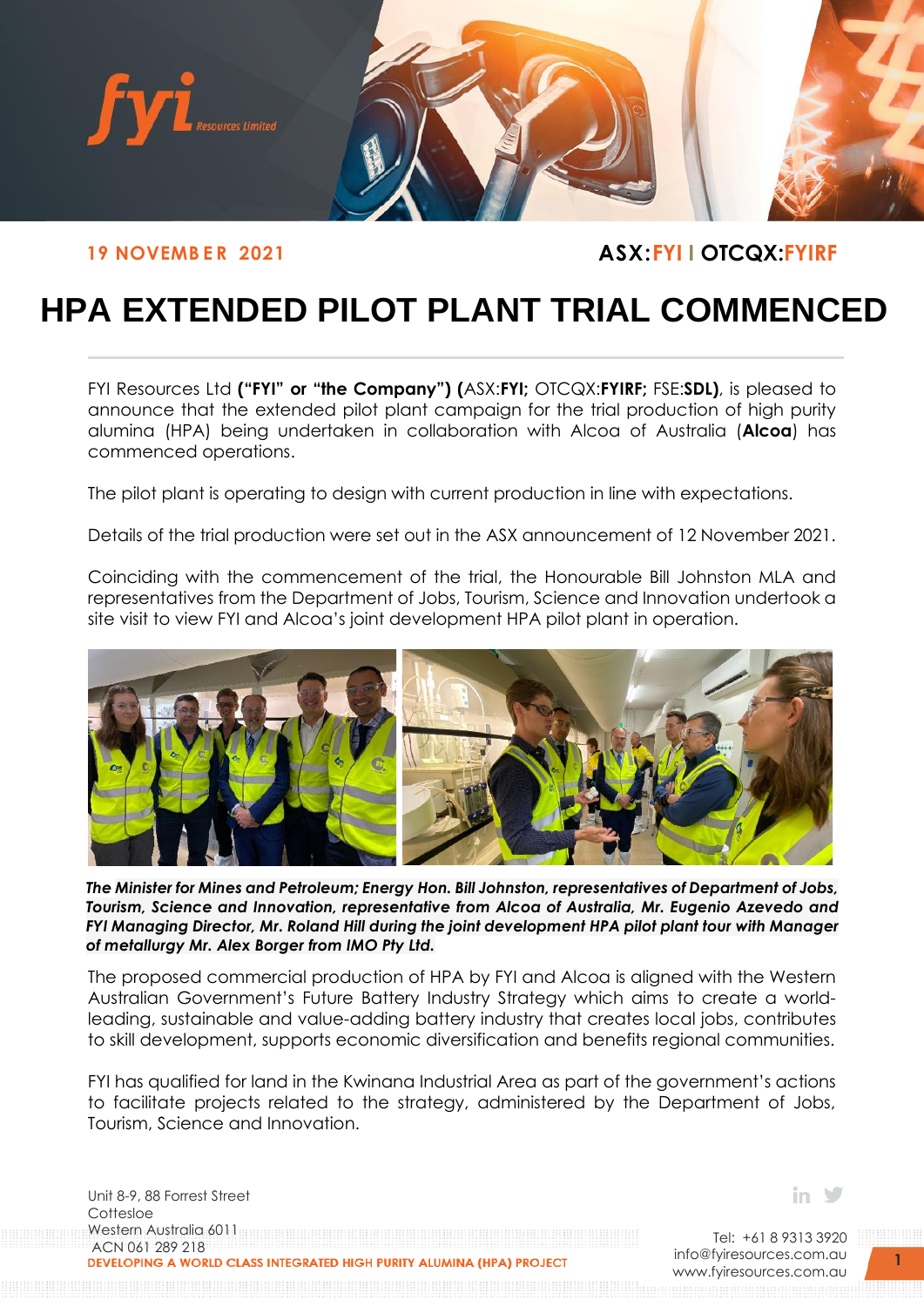**19 NOVEMBER 2021** **ASX:FYI | OTCQX:FYIRF**

# HPA EXTENDED PILOT PLANT TRIAL COMMENCED

FYI Resources Ltd **("FYI" or "the Company") (**ASX:**FYI;** OTCQX:**FYIRF;** FSE:**SDL)**, is pleased to announce that the extended pilot plant campaign for the trial production of high purity alumina (HPA) being undertaken in collaboration with Alcoa of Australia (**Alcoa**) has commenced operations.

The pilot plant is operating to design with current production in line with expectations.

Details of the trial production were set out in the ASX announcement of 12 November 2021.

Coinciding with the commencement of the trial, the Honourable Bill Johnston MLA and representatives from the Department of Jobs, Tourism, Science and Innovation undertook a site visit to view FYI and Alcoa's joint development HPA pilot plant in operation.

***The Minister for Mines and Petroleum; Energy Hon. Bill Johnston, representatives of Department of Jobs, Tourism, Science and Innovation, representative from Alcoa of Australia, Mr. Eugenio Azevedo and FYI Managing Director, Mr. Roland Hill during the joint development HPA pilot plant tour with Manager of metallurgy Mr. Alex Borger from IMO Pty Ltd.***

The proposed commercial production of HPA by FYI and Alcoa is aligned with the Western Australian Government's Future Battery Industry Strategy which aims to create a world-leading, sustainable and value-adding battery industry that creates local jobs, contributes to skill development, supports economic diversification and benefits regional communities.

FYI has qualified for land in the Kwinana Industrial Area as part of the government's actions to facilitate projects related to the strategy, administered by the Department of Jobs, Tourism, Science and Innovation.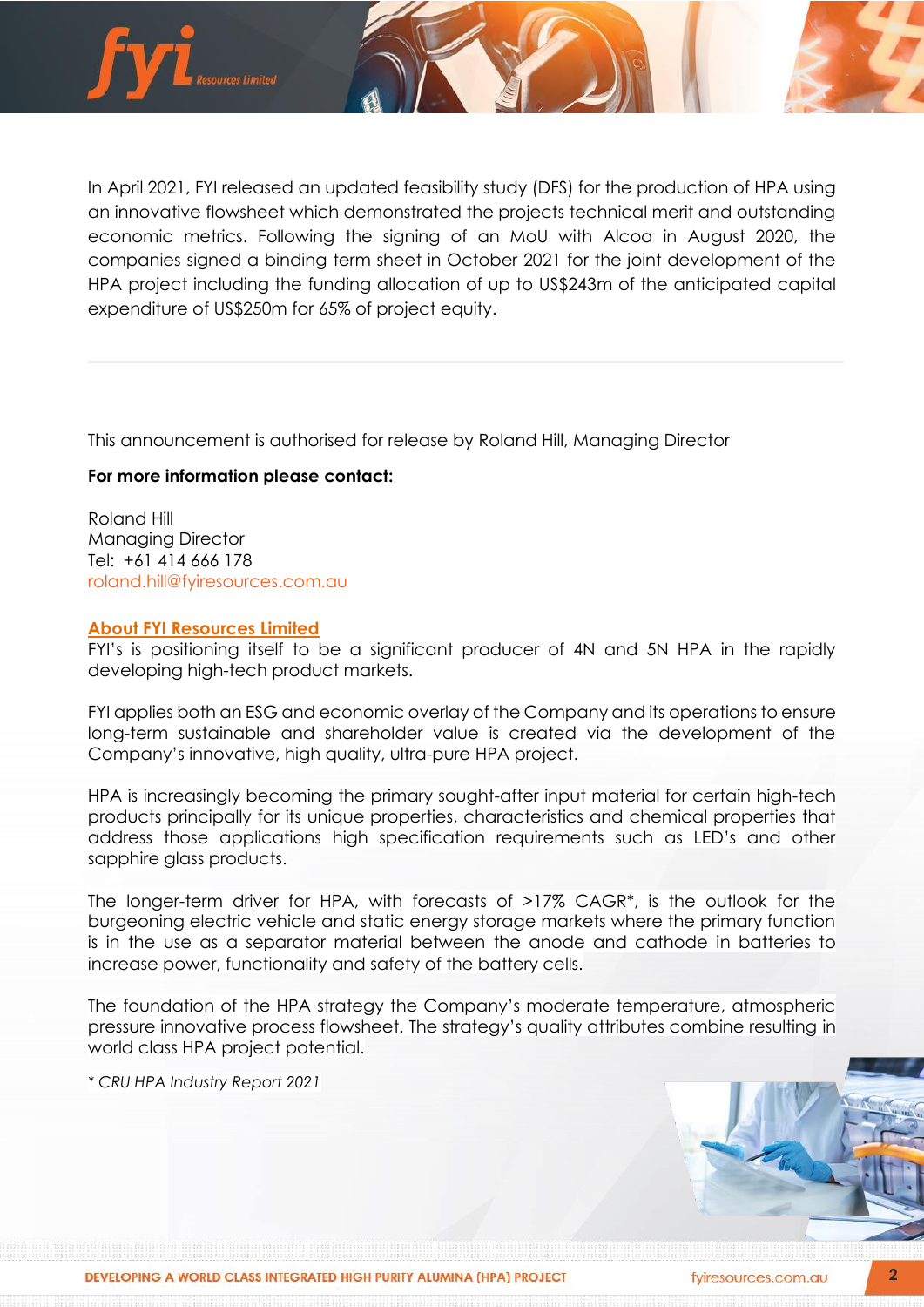In April 2021, FYI released an updated feasibility study (DFS) for the production of HPA using an innovative flowsheet which demonstrated the projects technical merit and outstanding economic metrics. Following the signing of an MoU with Alcoa in August 2020, the companies signed a binding term sheet in October 2021 for the joint development of the HPA project including the funding allocation of up to US$243m of the anticipated capital expenditure of US$250m for 65% of project equity.

---

This announcement is authorised for release by Roland Hill, Managing Director

**For more information please contact:**

Roland Hill
Managing Director
Tel: +61 414 666 178
roland.hill@fyiresources.com.au

**About FYI Resources Limited**

FYI's is positioning itself to be a significant producer of 4N and 5N HPA in the rapidly developing high-tech product markets.

FYI applies both an ESG and economic overlay of the Company and its operations to ensure long-term sustainable and shareholder value is created via the development of the Company's innovative, high quality, ultra-pure HPA project.

HPA is increasingly becoming the primary sought-after input material for certain high-tech products principally for its unique properties, characteristics and chemical properties that address those applications high specification requirements such as LED's and other sapphire glass products.

The longer-term driver for HPA, with forecasts of >17% CAGR*, is the outlook for the burgeoning electric vehicle and static energy storage markets where the primary function is in the use as a separator material between the anode and cathode in batteries to increase power, functionality and safety of the battery cells.

The foundation of the HPA strategy the Company's moderate temperature, atmospheric pressure innovative process flowsheet. The strategy's quality attributes combine resulting in world class HPA project potential.

*\* CRU HPA Industry Report 2021*